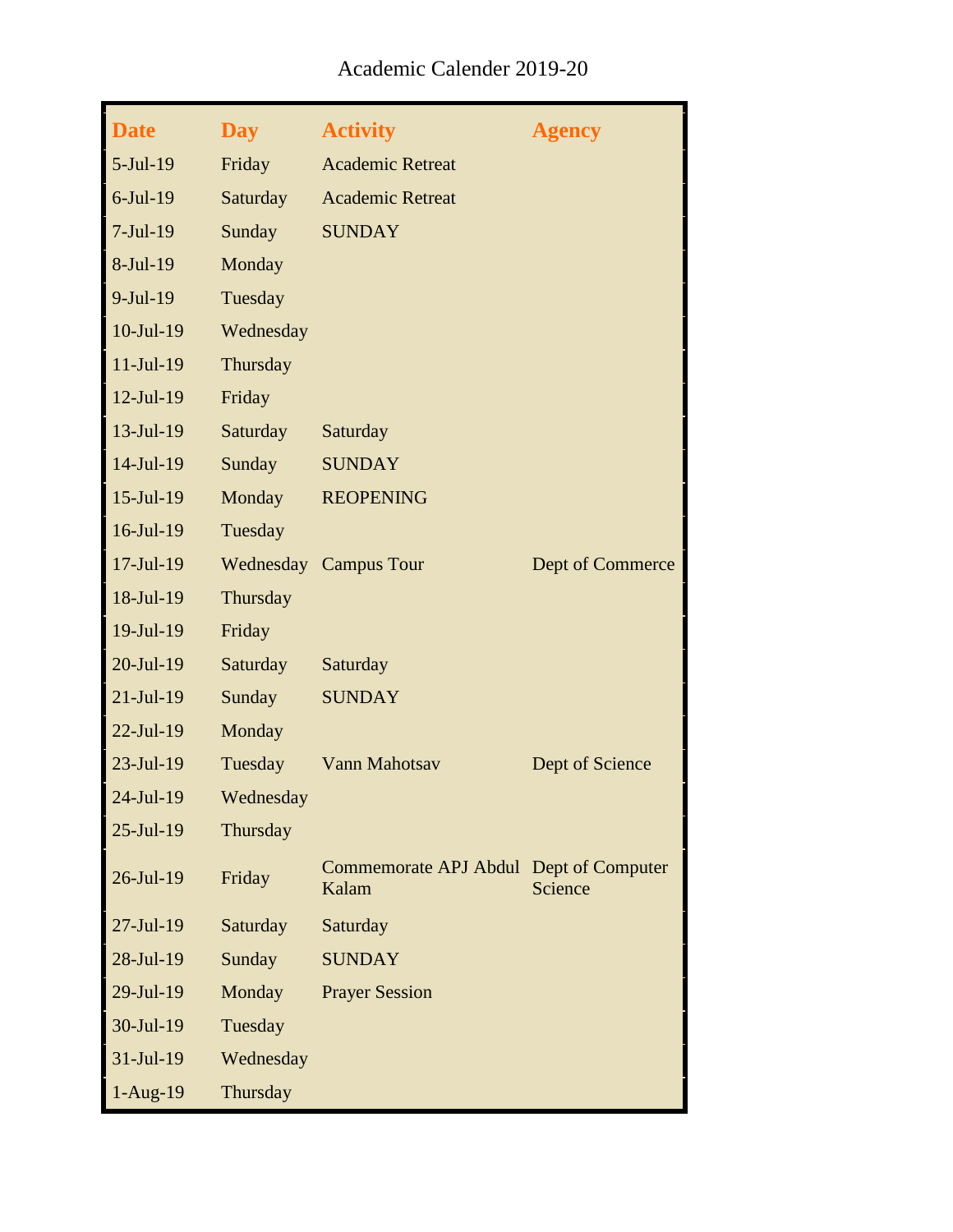Academic Calender 2019-20

| Date | Day | Activity | Agency |
|---|---|---|---|
| 5-Jul-19 | Friday | Academic Retreat | |
| 6-Jul-19 | Saturday | Academic Retreat | |
| 7-Jul-19 | Sunday | SUNDAY | |
| 8-Jul-19 | Monday | | |
| 9-Jul-19 | Tuesday | | |
| 10-Jul-19 | Wednesday | | |
| 11-Jul-19 | Thursday | | |
| 12-Jul-19 | Friday | | |
| 13-Jul-19 | Saturday | Saturday | |
| 14-Jul-19 | Sunday | SUNDAY | |
| 15-Jul-19 | Monday | REOPENING | |
| 16-Jul-19 | Tuesday | | |
| 17-Jul-19 | Wednesday | Campus Tour | Dept of Commerce |
| 18-Jul-19 | Thursday | | |
| 19-Jul-19 | Friday | | |
| 20-Jul-19 | Saturday | Saturday | |
| 21-Jul-19 | Sunday | SUNDAY | |
| 22-Jul-19 | Monday | | |
| 23-Jul-19 | Tuesday | Vann Mahotsav | Dept of Science |
| 24-Jul-19 | Wednesday | | |
| 25-Jul-19 | Thursday | | |
| 26-Jul-19 | Friday | Commemorate APJ Abdul Kalam | Dept of Computer Science |
| 27-Jul-19 | Saturday | Saturday | |
| 28-Jul-19 | Sunday | SUNDAY | |
| 29-Jul-19 | Monday | Prayer Session | |
| 30-Jul-19 | Tuesday | | |
| 31-Jul-19 | Wednesday | | |
| 1-Aug-19 | Thursday | | |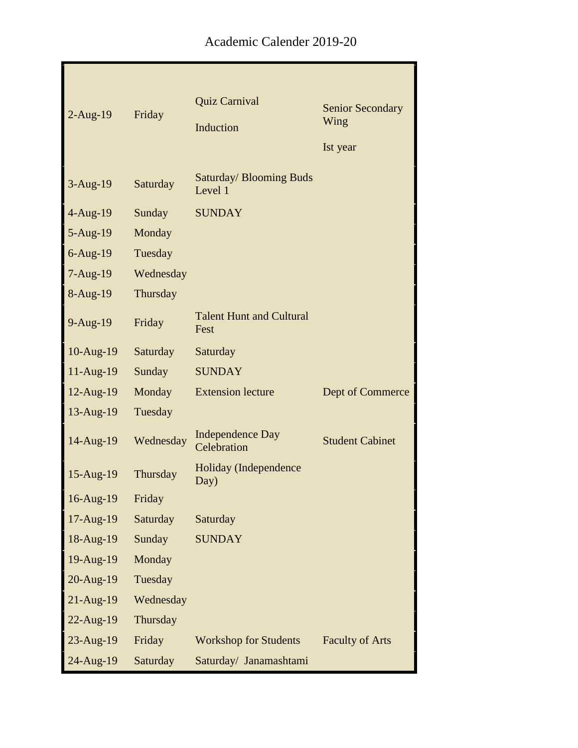Academic Calender 2019-20

| | | | |
|---|---|---|---|
| 2-Aug-19 | Friday | Quiz Carnival<br>Induction | Senior Secondary Wing<br>Ist year |
| 3-Aug-19 | Saturday | Saturday/ Blooming Buds Level 1 | |
| 4-Aug-19 | Sunday | SUNDAY | |
| 5-Aug-19 | Monday | | |
| 6-Aug-19 | Tuesday | | |
| 7-Aug-19 | Wednesday | | |
| 8-Aug-19 | Thursday | | |
| 9-Aug-19 | Friday | Talent Hunt and Cultural Fest | |
| 10-Aug-19 | Saturday | Saturday | |
| 11-Aug-19 | Sunday | SUNDAY | |
| 12-Aug-19 | Monday | Extension lecture | Dept of Commerce |
| 13-Aug-19 | Tuesday | | |
| 14-Aug-19 | Wednesday | Independence Day Celebration | Student Cabinet |
| 15-Aug-19 | Thursday | Holiday (Independence Day) | |
| 16-Aug-19 | Friday | | |
| 17-Aug-19 | Saturday | Saturday | |
| 18-Aug-19 | Sunday | SUNDAY | |
| 19-Aug-19 | Monday | | |
| 20-Aug-19 | Tuesday | | |
| 21-Aug-19 | Wednesday | | |
| 22-Aug-19 | Thursday | | |
| 23-Aug-19 | Friday | Workshop for Students | Faculty of Arts |
| 24-Aug-19 | Saturday | Saturday/ Janamashtami | |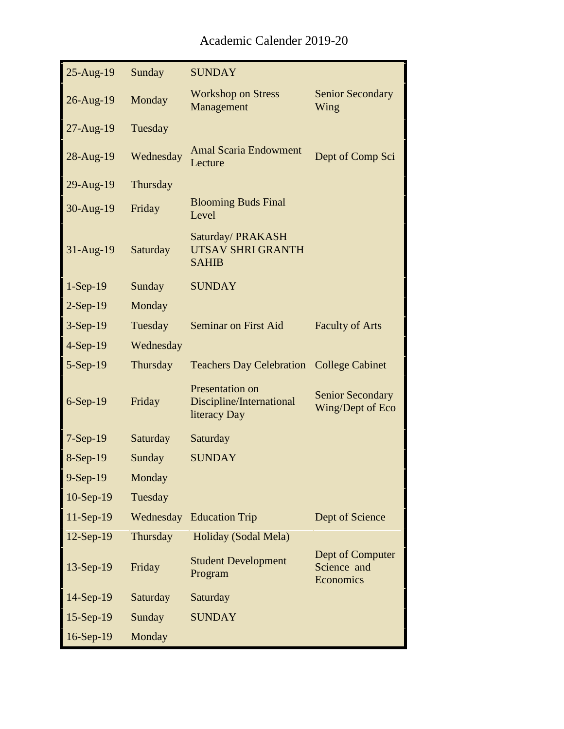Academic Calender 2019-20

| | | | |
|---|---|---|---|
| 25-Aug-19 | Sunday | SUNDAY | |
| 26-Aug-19 | Monday | Workshop on Stress Management | Senior Secondary Wing |
| 27-Aug-19 | Tuesday | | |
| 28-Aug-19 | Wednesday | Amal Scaria Endowment Lecture | Dept of Comp Sci |
| 29-Aug-19 | Thursday | | |
| 30-Aug-19 | Friday | Blooming Buds Final Level | |
| 31-Aug-19 | Saturday | Saturday/ PRAKASH UTSAV SHRI GRANTH SAHIB | |
| 1-Sep-19 | Sunday | SUNDAY | |
| 2-Sep-19 | Monday | | |
| 3-Sep-19 | Tuesday | Seminar on First Aid | Faculty of Arts |
| 4-Sep-19 | Wednesday | | |
| 5-Sep-19 | Thursday | Teachers Day Celebration | College Cabinet |
| 6-Sep-19 | Friday | Presentation on Discipline/International literacy Day | Senior Secondary Wing/Dept of Eco |
| 7-Sep-19 | Saturday | Saturday | |
| 8-Sep-19 | Sunday | SUNDAY | |
| 9-Sep-19 | Monday | | |
| 10-Sep-19 | Tuesday | | |
| 11-Sep-19 | Wednesday | Education Trip | Dept of Science |
| 12-Sep-19 | Thursday | Holiday (Sodal Mela) | |
| 13-Sep-19 | Friday | Student Development Program | Dept of Computer Science and Economics |
| 14-Sep-19 | Saturday | Saturday | |
| 15-Sep-19 | Sunday | SUNDAY | |
| 16-Sep-19 | Monday | | |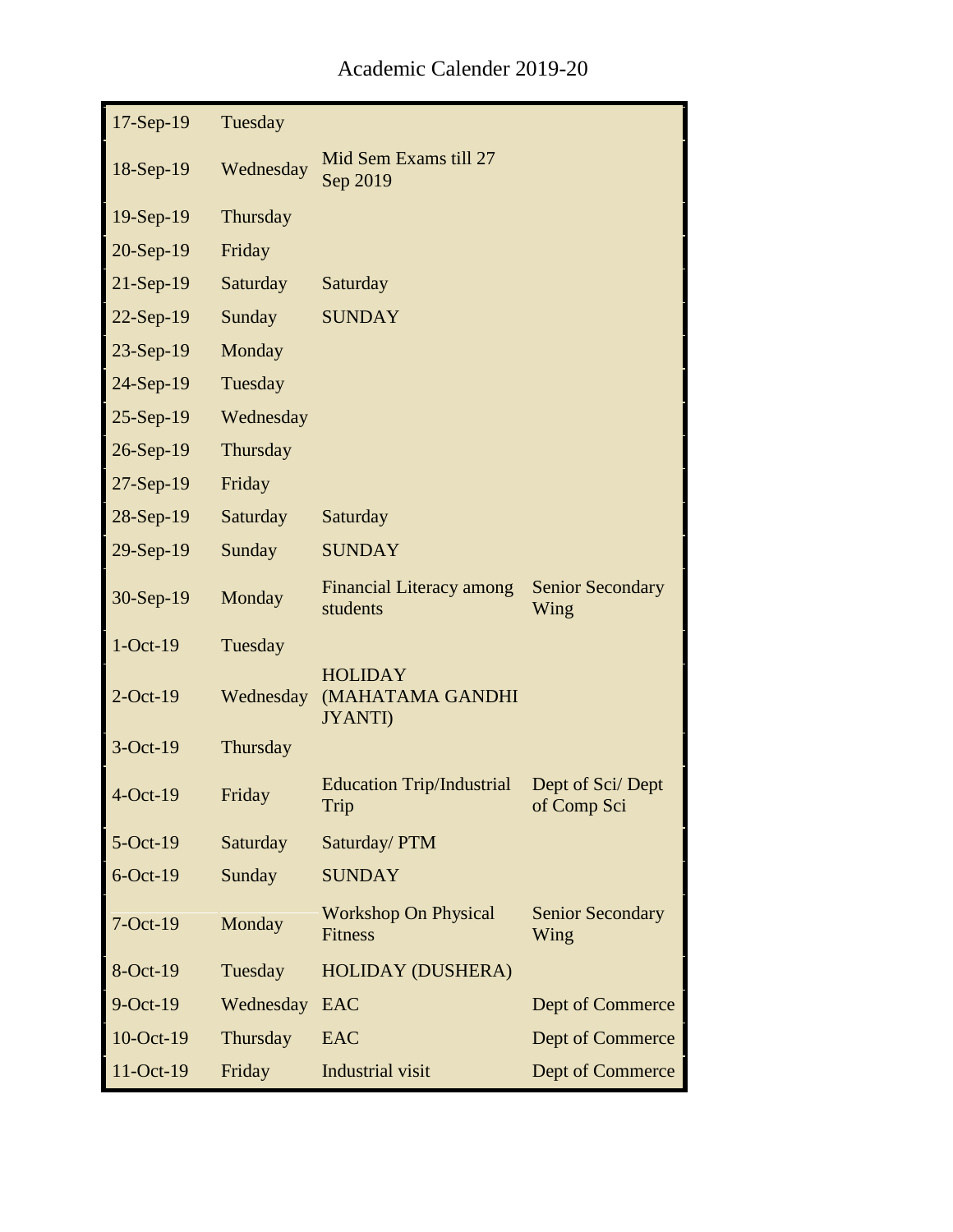Academic Calender 2019-20

| | | | |
|---|---|---|---|
| 17-Sep-19 | Tuesday | | |
| 18-Sep-19 | Wednesday | Mid Sem Exams till 27 Sep 2019 | |
| 19-Sep-19 | Thursday | | |
| 20-Sep-19 | Friday | | |
| 21-Sep-19 | Saturday | Saturday | |
| 22-Sep-19 | Sunday | SUNDAY | |
| 23-Sep-19 | Monday | | |
| 24-Sep-19 | Tuesday | | |
| 25-Sep-19 | Wednesday | | |
| 26-Sep-19 | Thursday | | |
| 27-Sep-19 | Friday | | |
| 28-Sep-19 | Saturday | Saturday | |
| 29-Sep-19 | Sunday | SUNDAY | |
| 30-Sep-19 | Monday | Financial Literacy among students | Senior Secondary Wing |
| 1-Oct-19 | Tuesday | | |
| 2-Oct-19 | Wednesday | HOLIDAY (MAHATAMA GANDHI JYANTI) | |
| 3-Oct-19 | Thursday | | |
| 4-Oct-19 | Friday | Education Trip/Industrial Trip | Dept of Sci/ Dept of Comp Sci |
| 5-Oct-19 | Saturday | Saturday/ PTM | |
| 6-Oct-19 | Sunday | SUNDAY | |
| 7-Oct-19 | Monday | Workshop On Physical Fitness | Senior Secondary Wing |
| 8-Oct-19 | Tuesday | HOLIDAY (DUSHERA) | |
| 9-Oct-19 | Wednesday | EAC | Dept of Commerce |
| 10-Oct-19 | Thursday | EAC | Dept of Commerce |
| 11-Oct-19 | Friday | Industrial visit | Dept of Commerce |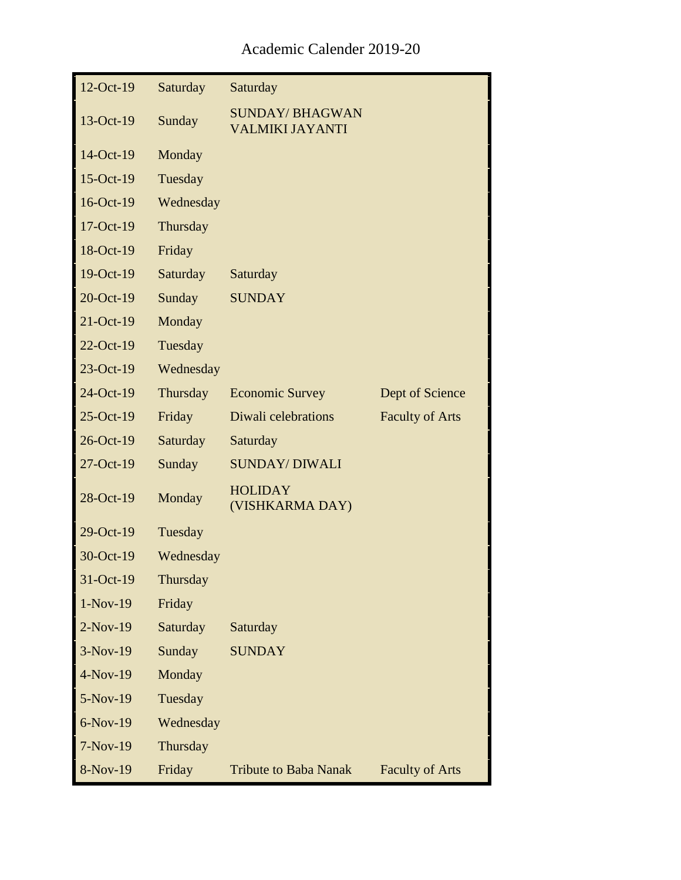Academic Calender 2019-20

| | | | |
|---|---|---|---|
| 12-Oct-19 | Saturday | Saturday | |
| 13-Oct-19 | Sunday | SUNDAY/ BHAGWAN VALMIKI JAYANTI | |
| 14-Oct-19 | Monday | | |
| 15-Oct-19 | Tuesday | | |
| 16-Oct-19 | Wednesday | | |
| 17-Oct-19 | Thursday | | |
| 18-Oct-19 | Friday | | |
| 19-Oct-19 | Saturday | Saturday | |
| 20-Oct-19 | Sunday | SUNDAY | |
| 21-Oct-19 | Monday | | |
| 22-Oct-19 | Tuesday | | |
| 23-Oct-19 | Wednesday | | |
| 24-Oct-19 | Thursday | Economic Survey | Dept of Science |
| 25-Oct-19 | Friday | Diwali celebrations | Faculty of Arts |
| 26-Oct-19 | Saturday | Saturday | |
| 27-Oct-19 | Sunday | SUNDAY/ DIWALI | |
| 28-Oct-19 | Monday | HOLIDAY (VISHKARMA DAY) | |
| 29-Oct-19 | Tuesday | | |
| 30-Oct-19 | Wednesday | | |
| 31-Oct-19 | Thursday | | |
| 1-Nov-19 | Friday | | |
| 2-Nov-19 | Saturday | Saturday | |
| 3-Nov-19 | Sunday | SUNDAY | |
| 4-Nov-19 | Monday | | |
| 5-Nov-19 | Tuesday | | |
| 6-Nov-19 | Wednesday | | |
| 7-Nov-19 | Thursday | | |
| 8-Nov-19 | Friday | Tribute to Baba Nanak | Faculty of Arts |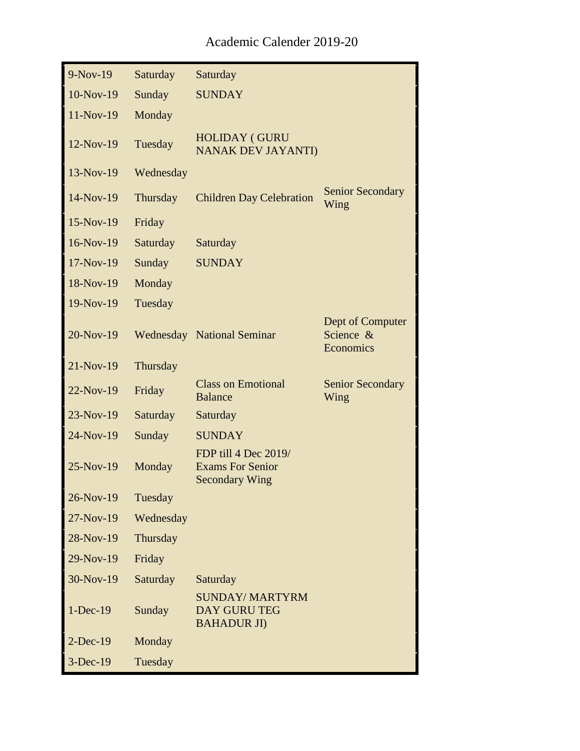Academic Calender 2019-20

| | | | |
|---|---|---|---|
| 9-Nov-19 | Saturday | Saturday | |
| 10-Nov-19 | Sunday | SUNDAY | |
| 11-Nov-19 | Monday | | |
| 12-Nov-19 | Tuesday | HOLIDAY ( GURU NANAK DEV JAYANTI) | |
| 13-Nov-19 | Wednesday | | |
| 14-Nov-19 | Thursday | Children Day Celebration | Senior Secondary Wing |
| 15-Nov-19 | Friday | | |
| 16-Nov-19 | Saturday | Saturday | |
| 17-Nov-19 | Sunday | SUNDAY | |
| 18-Nov-19 | Monday | | |
| 19-Nov-19 | Tuesday | | |
| 20-Nov-19 | Wednesday | National Seminar | Dept of Computer Science & Economics |
| 21-Nov-19 | Thursday | | |
| 22-Nov-19 | Friday | Class on Emotional Balance | Senior Secondary Wing |
| 23-Nov-19 | Saturday | Saturday | |
| 24-Nov-19 | Sunday | SUNDAY | |
| 25-Nov-19 | Monday | FDP till 4 Dec 2019/ Exams For Senior Secondary Wing | |
| 26-Nov-19 | Tuesday | | |
| 27-Nov-19 | Wednesday | | |
| 28-Nov-19 | Thursday | | |
| 29-Nov-19 | Friday | | |
| 30-Nov-19 | Saturday | Saturday | |
| 1-Dec-19 | Sunday | SUNDAY/ MARTYRM DAY GURU TEG BAHADUR JI) | |
| 2-Dec-19 | Monday | | |
| 3-Dec-19 | Tuesday | | |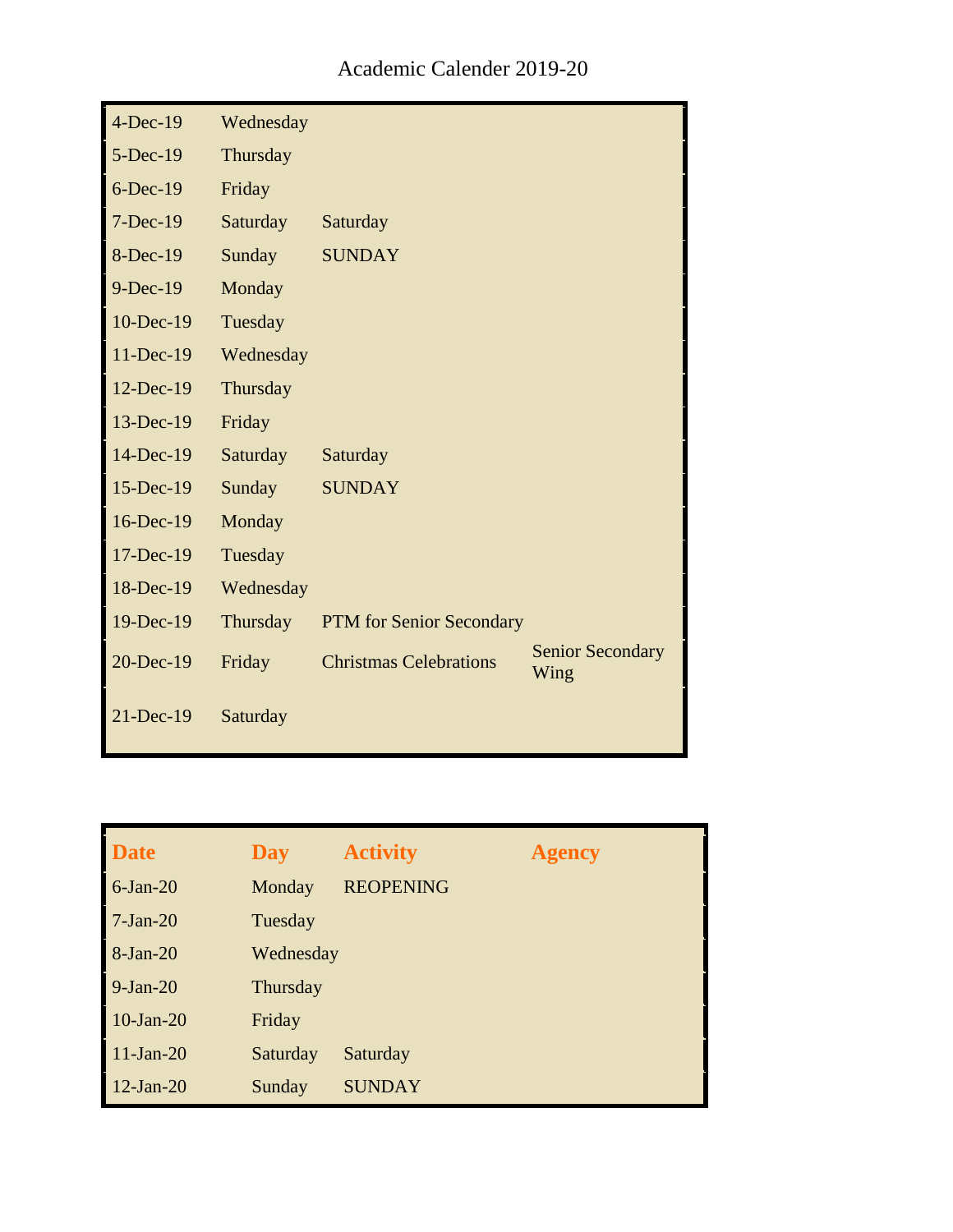Academic Calender 2019-20

| | | | |
|---|---|---|---|
| 4-Dec-19 | Wednesday | | |
| 5-Dec-19 | Thursday | | |
| 6-Dec-19 | Friday | | |
| 7-Dec-19 | Saturday | Saturday | |
| 8-Dec-19 | Sunday | SUNDAY | |
| 9-Dec-19 | Monday | | |
| 10-Dec-19 | Tuesday | | |
| 11-Dec-19 | Wednesday | | |
| 12-Dec-19 | Thursday | | |
| 13-Dec-19 | Friday | | |
| 14-Dec-19 | Saturday | Saturday | |
| 15-Dec-19 | Sunday | SUNDAY | |
| 16-Dec-19 | Monday | | |
| 17-Dec-19 | Tuesday | | |
| 18-Dec-19 | Wednesday | | |
| 19-Dec-19 | Thursday | PTM for Senior Secondary | |
| 20-Dec-19 | Friday | Christmas Celebrations | Senior Secondary Wing |
| 21-Dec-19 | Saturday | | |

| Date | Day | Activity | Agency |
|---|---|---|---|
| 6-Jan-20 | Monday | REOPENING | |
| 7-Jan-20 | Tuesday | | |
| 8-Jan-20 | Wednesday | | |
| 9-Jan-20 | Thursday | | |
| 10-Jan-20 | Friday | | |
| 11-Jan-20 | Saturday | Saturday | |
| 12-Jan-20 | Sunday | SUNDAY | |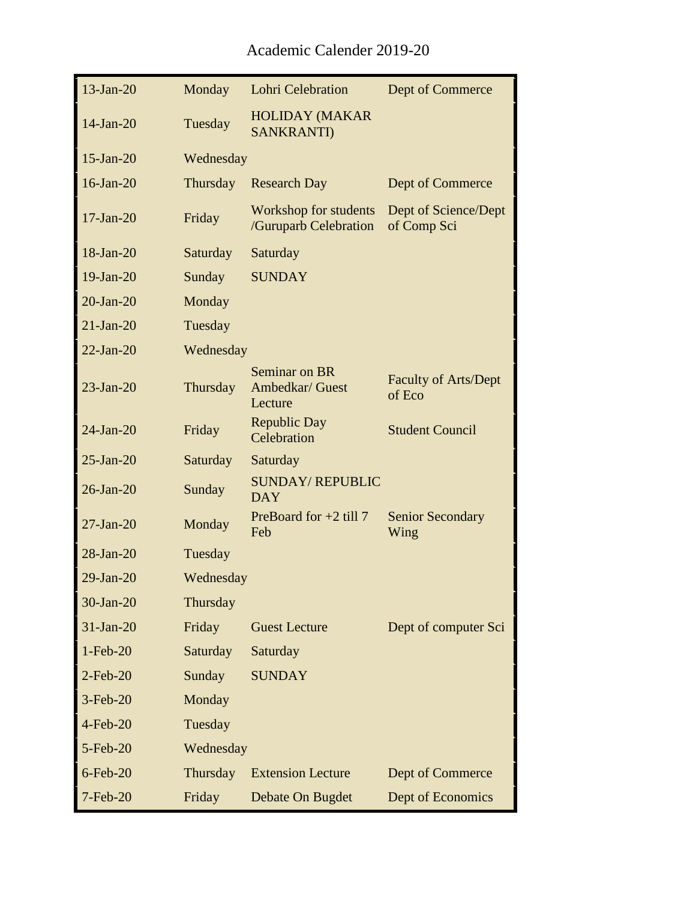Academic Calender 2019-20

| | | | |
|---|---|---|---|
| 13-Jan-20 | Monday | Lohri Celebration | Dept of Commerce |
| 14-Jan-20 | Tuesday | HOLIDAY (MAKAR SANKRANTI) | |
| 15-Jan-20 | Wednesday | | |
| 16-Jan-20 | Thursday | Research Day | Dept of Commerce |
| 17-Jan-20 | Friday | Workshop for students /Guruparb Celebration | Dept of Science/Dept of Comp Sci |
| 18-Jan-20 | Saturday | Saturday | |
| 19-Jan-20 | Sunday | SUNDAY | |
| 20-Jan-20 | Monday | | |
| 21-Jan-20 | Tuesday | | |
| 22-Jan-20 | Wednesday | | |
| 23-Jan-20 | Thursday | Seminar on BR Ambedkar/ Guest Lecture | Faculty of Arts/Dept of Eco |
| 24-Jan-20 | Friday | Republic Day Celebration | Student Council |
| 25-Jan-20 | Saturday | Saturday | |
| 26-Jan-20 | Sunday | SUNDAY/ REPUBLIC DAY | |
| 27-Jan-20 | Monday | PreBoard for +2 till 7 Feb | Senior Secondary Wing |
| 28-Jan-20 | Tuesday | | |
| 29-Jan-20 | Wednesday | | |
| 30-Jan-20 | Thursday | | |
| 31-Jan-20 | Friday | Guest Lecture | Dept of computer Sci |
| 1-Feb-20 | Saturday | Saturday | |
| 2-Feb-20 | Sunday | SUNDAY | |
| 3-Feb-20 | Monday | | |
| 4-Feb-20 | Tuesday | | |
| 5-Feb-20 | Wednesday | | |
| 6-Feb-20 | Thursday | Extension Lecture | Dept of Commerce |
| 7-Feb-20 | Friday | Debate On Bugdet | Dept of Economics |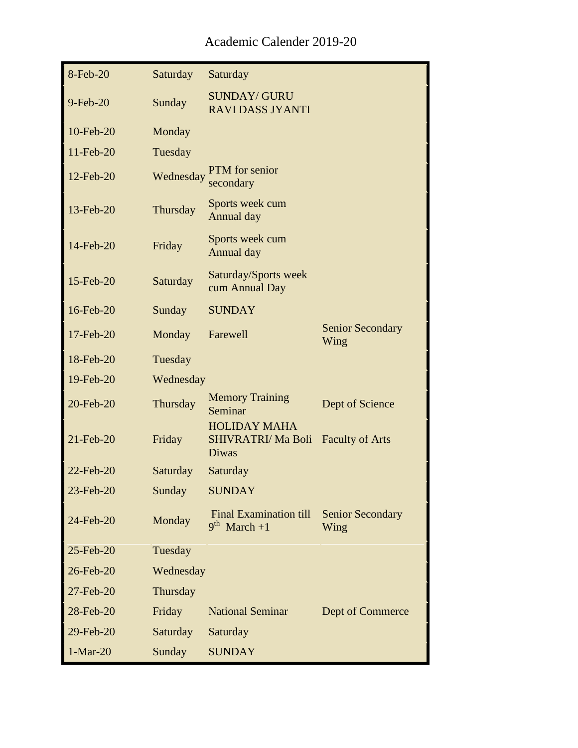Academic Calender 2019-20

| | | | |
|---|---|---|---|
| 8-Feb-20 | Saturday | Saturday | |
| 9-Feb-20 | Sunday | SUNDAY/ GURU RAVI DASS JYANTI | |
| 10-Feb-20 | Monday | | |
| 11-Feb-20 | Tuesday | | |
| 12-Feb-20 | Wednesday | PTM for senior secondary | |
| 13-Feb-20 | Thursday | Sports week cum Annual day | |
| 14-Feb-20 | Friday | Sports week cum Annual day | |
| 15-Feb-20 | Saturday | Saturday/Sports week cum Annual Day | |
| 16-Feb-20 | Sunday | SUNDAY | |
| 17-Feb-20 | Monday | Farewell | Senior Secondary Wing |
| 18-Feb-20 | Tuesday | | |
| 19-Feb-20 | Wednesday | | |
| 20-Feb-20 | Thursday | Memory Training Seminar | Dept of Science |
| 21-Feb-20 | Friday | HOLIDAY MAHA SHIVRATRI/ Ma Boli Diwas | Faculty of Arts |
| 22-Feb-20 | Saturday | Saturday | |
| 23-Feb-20 | Sunday | SUNDAY | |
| 24-Feb-20 | Monday | Final Examination till 9th March +1 | Senior Secondary Wing |
| 25-Feb-20 | Tuesday | | |
| 26-Feb-20 | Wednesday | | |
| 27-Feb-20 | Thursday | | |
| 28-Feb-20 | Friday | National Seminar | Dept of Commerce |
| 29-Feb-20 | Saturday | Saturday | |
| 1-Mar-20 | Sunday | SUNDAY | |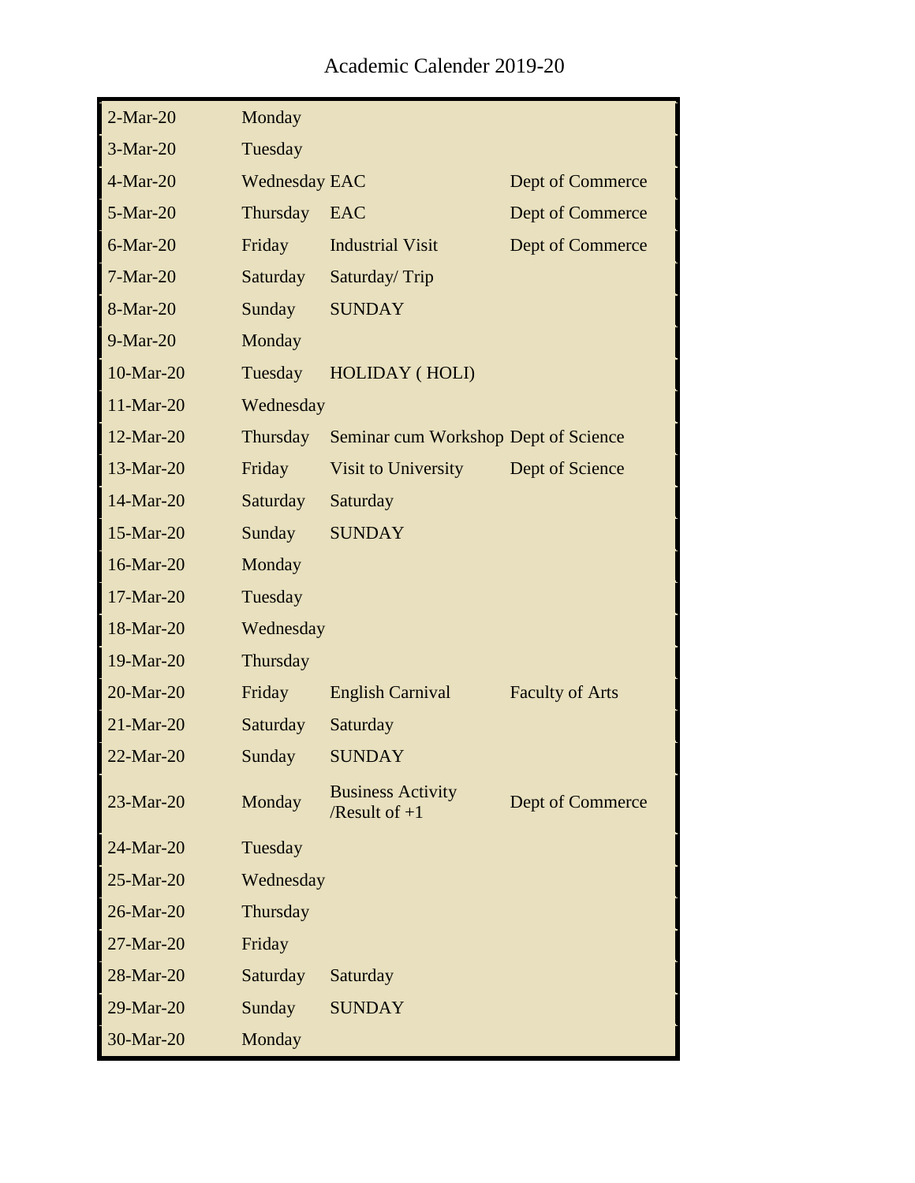Academic Calender 2019-20

| | | | |
|---|---|---|---|
| 2-Mar-20 | Monday | | |
| 3-Mar-20 | Tuesday | | |
| 4-Mar-20 | Wednesday | EAC | Dept of Commerce |
| 5-Mar-20 | Thursday | EAC | Dept of Commerce |
| 6-Mar-20 | Friday | Industrial Visit | Dept of Commerce |
| 7-Mar-20 | Saturday | Saturday/ Trip | |
| 8-Mar-20 | Sunday | SUNDAY | |
| 9-Mar-20 | Monday | | |
| 10-Mar-20 | Tuesday | HOLIDAY ( HOLI) | |
| 11-Mar-20 | Wednesday | | |
| 12-Mar-20 | Thursday | Seminar cum Workshop | Dept of Science |
| 13-Mar-20 | Friday | Visit to University | Dept of Science |
| 14-Mar-20 | Saturday | Saturday | |
| 15-Mar-20 | Sunday | SUNDAY | |
| 16-Mar-20 | Monday | | |
| 17-Mar-20 | Tuesday | | |
| 18-Mar-20 | Wednesday | | |
| 19-Mar-20 | Thursday | | |
| 20-Mar-20 | Friday | English Carnival | Faculty of Arts |
| 21-Mar-20 | Saturday | Saturday | |
| 22-Mar-20 | Sunday | SUNDAY | |
| 23-Mar-20 | Monday | Business Activity /Result of +1 | Dept of Commerce |
| 24-Mar-20 | Tuesday | | |
| 25-Mar-20 | Wednesday | | |
| 26-Mar-20 | Thursday | | |
| 27-Mar-20 | Friday | | |
| 28-Mar-20 | Saturday | Saturday | |
| 29-Mar-20 | Sunday | SUNDAY | |
| 30-Mar-20 | Monday | | |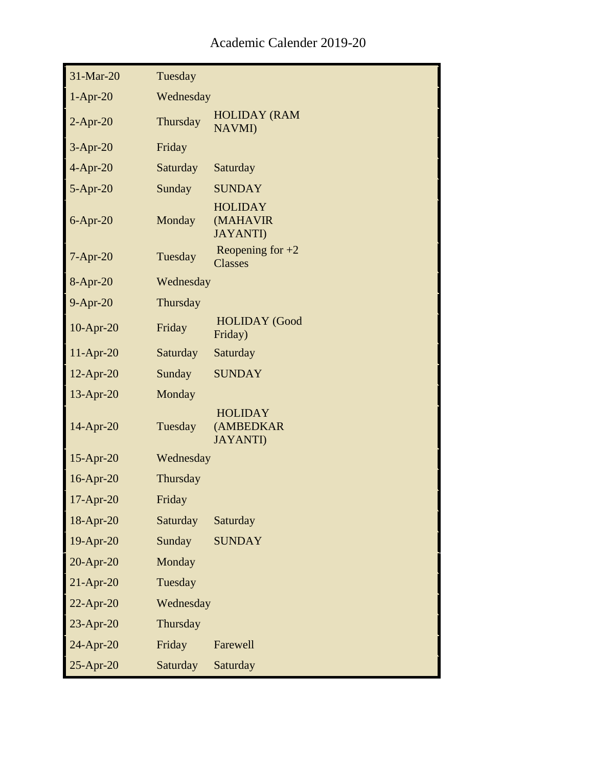Academic Calender 2019-20

| | | |
|---|---|---|
| 31-Mar-20 | Tuesday | |
| 1-Apr-20 | Wednesday | |
| 2-Apr-20 | Thursday | HOLIDAY (RAM NAVMI) |
| 3-Apr-20 | Friday | |
| 4-Apr-20 | Saturday | Saturday |
| 5-Apr-20 | Sunday | SUNDAY |
| 6-Apr-20 | Monday | HOLIDAY (MAHAVIR JAYANTI) |
| 7-Apr-20 | Tuesday | Reopening for +2 Classes |
| 8-Apr-20 | Wednesday | |
| 9-Apr-20 | Thursday | |
| 10-Apr-20 | Friday | HOLIDAY (Good Friday) |
| 11-Apr-20 | Saturday | Saturday |
| 12-Apr-20 | Sunday | SUNDAY |
| 13-Apr-20 | Monday | |
| 14-Apr-20 | Tuesday | HOLIDAY (AMBEDKAR JAYANTI) |
| 15-Apr-20 | Wednesday | |
| 16-Apr-20 | Thursday | |
| 17-Apr-20 | Friday | |
| 18-Apr-20 | Saturday | Saturday |
| 19-Apr-20 | Sunday | SUNDAY |
| 20-Apr-20 | Monday | |
| 21-Apr-20 | Tuesday | |
| 22-Apr-20 | Wednesday | |
| 23-Apr-20 | Thursday | |
| 24-Apr-20 | Friday | Farewell |
| 25-Apr-20 | Saturday | Saturday |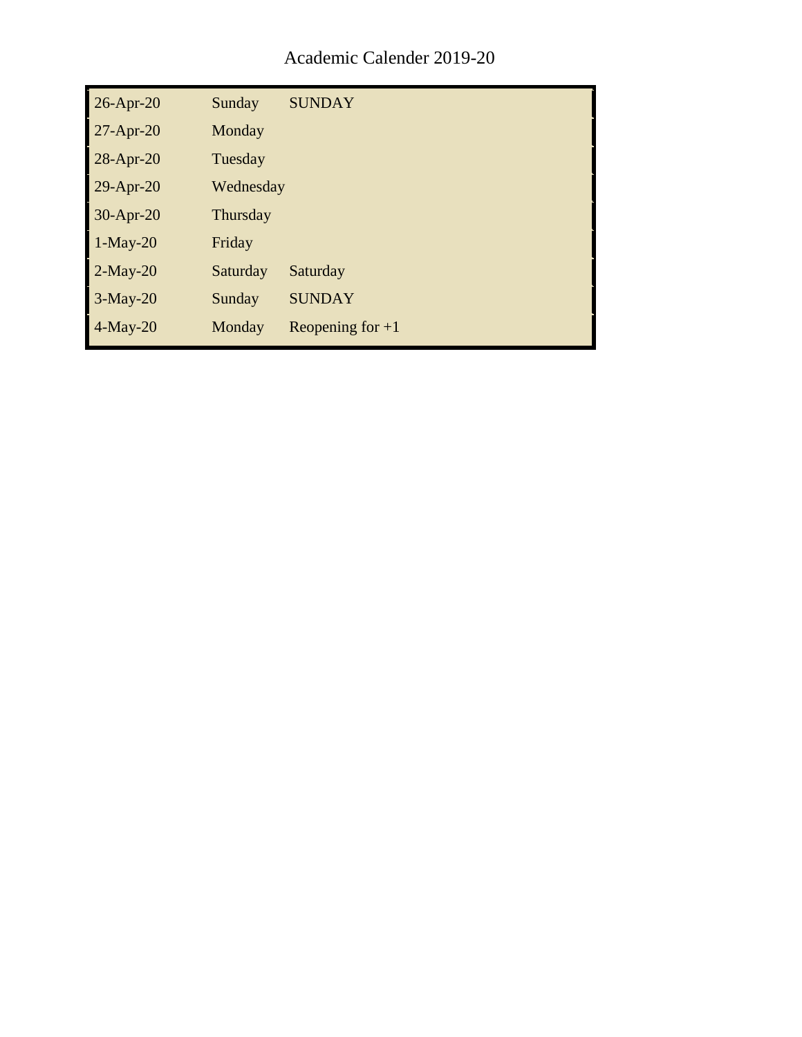Academic Calender 2019-20

| | | |
|---|---|---|
| 26-Apr-20 | Sunday | SUNDAY |
| 27-Apr-20 | Monday | |
| 28-Apr-20 | Tuesday | |
| 29-Apr-20 | Wednesday | |
| 30-Apr-20 | Thursday | |
| 1-May-20 | Friday | |
| 2-May-20 | Saturday | Saturday |
| 3-May-20 | Sunday | SUNDAY |
| 4-May-20 | Monday | Reopening for +1 |